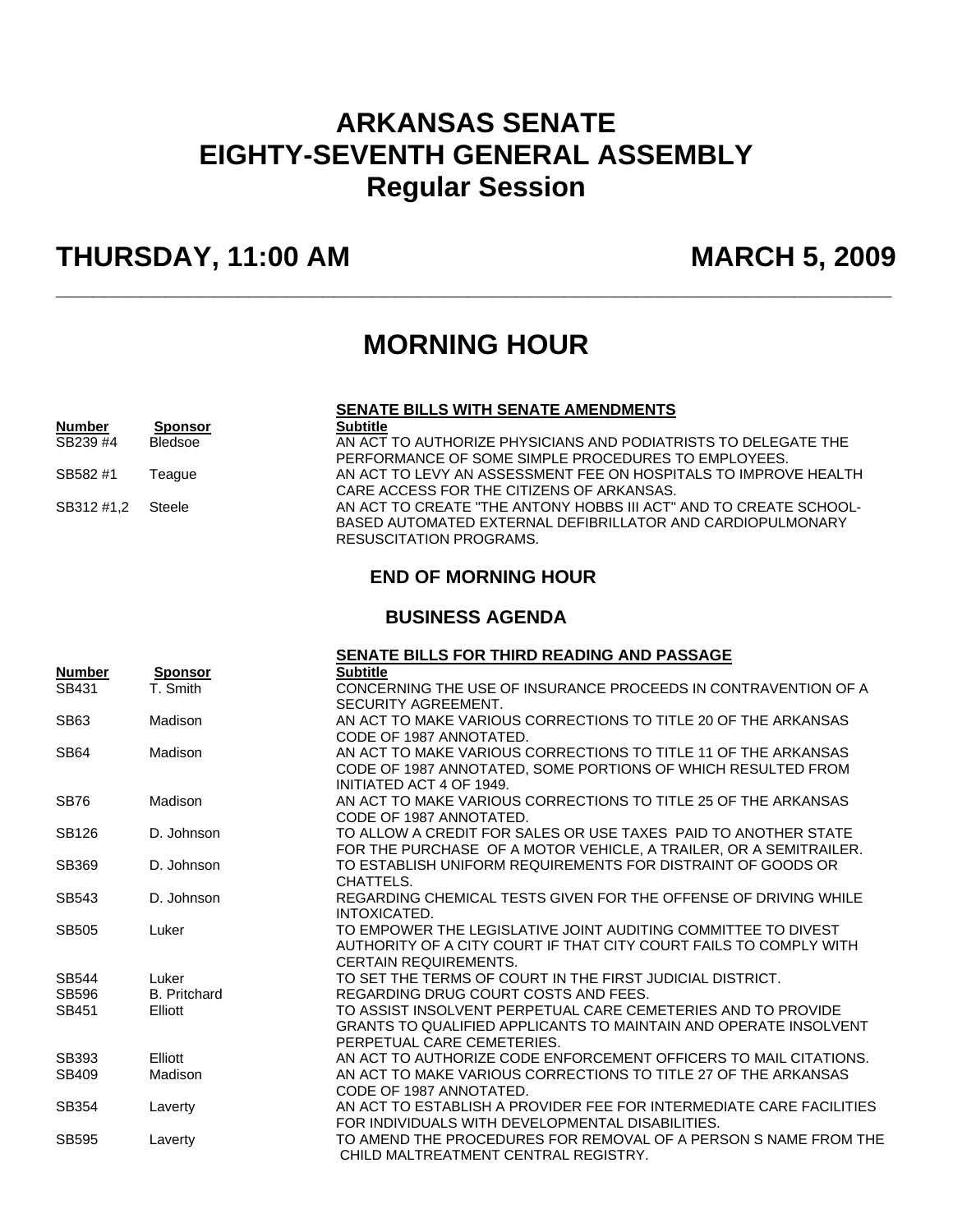# ARKANSAS SENATE
# EIGHTY-SEVENTH GENERAL ASSEMBLY
# Regular Session

## THURSDAY, 11:00 AM — MARCH 5, 2009

---

## MORNING HOUR

### SENATE BILLS WITH SENATE AMENDMENTS

| Number | Sponsor | Subtitle |
|---|---|---|
| SB239 #4 | Bledsoe | AN ACT TO AUTHORIZE PHYSICIANS AND PODIATRISTS TO DELEGATE THE PERFORMANCE OF SOME SIMPLE PROCEDURES TO EMPLOYEES. |
| SB582 #1 | Teague | AN ACT TO LEVY AN ASSESSMENT FEE ON HOSPITALS TO IMPROVE HEALTH CARE ACCESS FOR THE CITIZENS OF ARKANSAS. |
| SB312 #1,2 | Steele | AN ACT TO CREATE "THE ANTONY HOBBS III ACT" AND TO CREATE SCHOOL-BASED AUTOMATED EXTERNAL DEFIBRILLATOR AND CARDIOPULMONARY RESUSCITATION PROGRAMS. |

### END OF MORNING HOUR

### BUSINESS AGENDA

### SENATE BILLS FOR THIRD READING AND PASSAGE

| Number | Sponsor | Subtitle |
|---|---|---|
| SB431 | T. Smith | CONCERNING THE USE OF INSURANCE PROCEEDS IN CONTRAVENTION OF A SECURITY AGREEMENT. |
| SB63 | Madison | AN ACT TO MAKE VARIOUS CORRECTIONS TO TITLE 20 OF THE ARKANSAS CODE OF 1987 ANNOTATED. |
| SB64 | Madison | AN ACT TO MAKE VARIOUS CORRECTIONS TO TITLE 11 OF THE ARKANSAS CODE OF 1987 ANNOTATED, SOME PORTIONS OF WHICH RESULTED FROM INITIATED ACT 4 OF 1949. |
| SB76 | Madison | AN ACT TO MAKE VARIOUS CORRECTIONS TO TITLE 25 OF THE ARKANSAS CODE OF 1987 ANNOTATED. |
| SB126 | D. Johnson | TO ALLOW A CREDIT FOR SALES OR USE TAXES PAID TO ANOTHER STATE FOR THE PURCHASE OF A MOTOR VEHICLE, A TRAILER, OR A SEMITRAILER. |
| SB369 | D. Johnson | TO ESTABLISH UNIFORM REQUIREMENTS FOR DISTRAINT OF GOODS OR CHATTELS. |
| SB543 | D. Johnson | REGARDING CHEMICAL TESTS GIVEN FOR THE OFFENSE OF DRIVING WHILE INTOXICATED. |
| SB505 | Luker | TO EMPOWER THE LEGISLATIVE JOINT AUDITING COMMITTEE TO DIVEST AUTHORITY OF A CITY COURT IF THAT CITY COURT FAILS TO COMPLY WITH CERTAIN REQUIREMENTS. |
| SB544 | Luker | TO SET THE TERMS OF COURT IN THE FIRST JUDICIAL DISTRICT. |
| SB596 | B. Pritchard | REGARDING DRUG COURT COSTS AND FEES. |
| SB451 | Elliott | TO ASSIST INSOLVENT PERPETUAL CARE CEMETERIES AND TO PROVIDE GRANTS TO QUALIFIED APPLICANTS TO MAINTAIN AND OPERATE INSOLVENT PERPETUAL CARE CEMETERIES. |
| SB393 | Elliott | AN ACT TO AUTHORIZE CODE ENFORCEMENT OFFICERS TO MAIL CITATIONS. |
| SB409 | Madison | AN ACT TO MAKE VARIOUS CORRECTIONS TO TITLE 27 OF THE ARKANSAS CODE OF 1987 ANNOTATED. |
| SB354 | Laverty | AN ACT TO ESTABLISH A PROVIDER FEE FOR INTERMEDIATE CARE FACILITIES FOR INDIVIDUALS WITH DEVELOPMENTAL DISABILITIES. |
| SB595 | Laverty | TO AMEND THE PROCEDURES FOR REMOVAL OF A PERSON S NAME FROM THE CHILD MALTREATMENT CENTRAL REGISTRY. |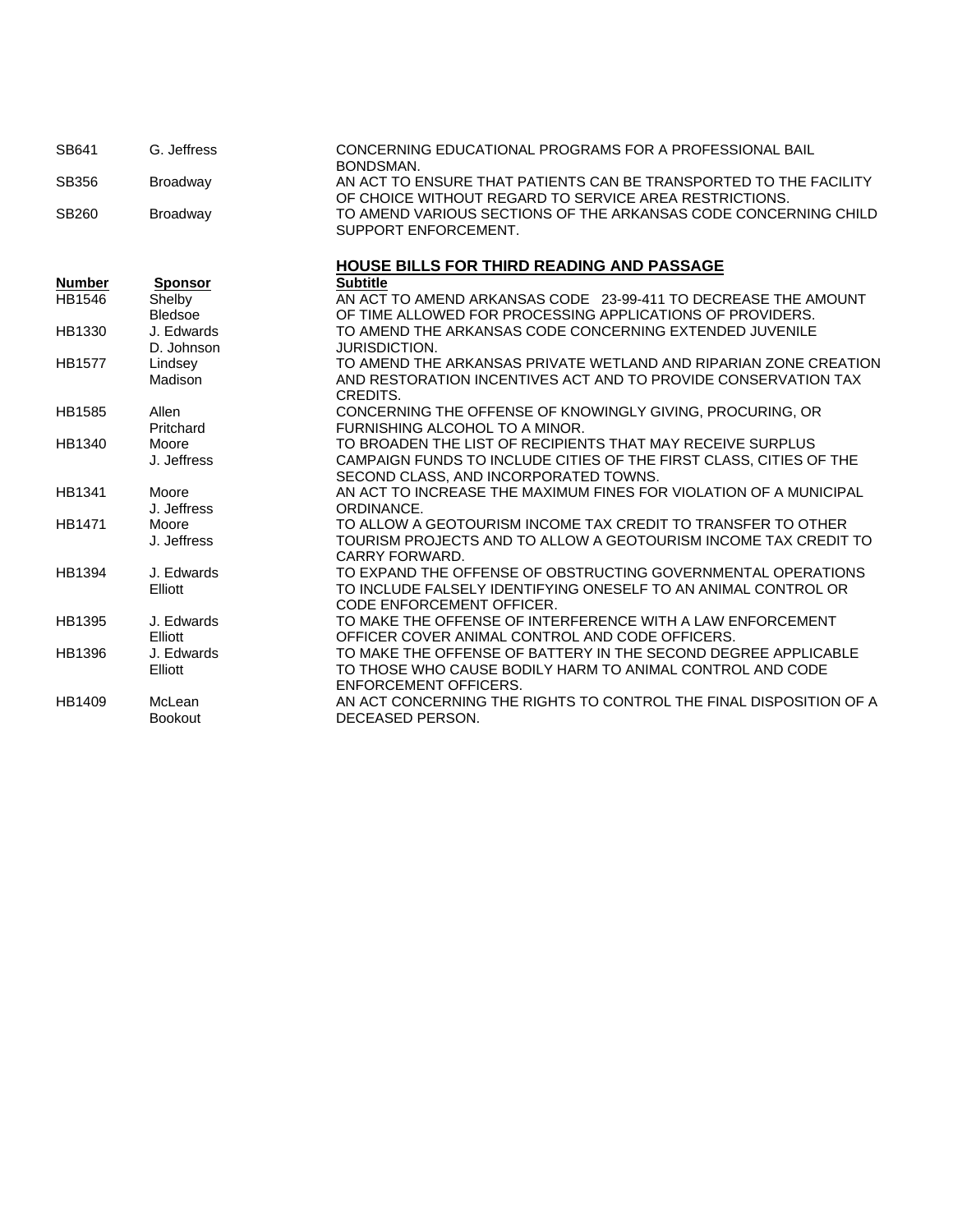| | | |
|---|---|---|
| SB641 | G. Jeffress | CONCERNING EDUCATIONAL PROGRAMS FOR A PROFESSIONAL BAIL BONDSMAN. |
| SB356 | Broadway | AN ACT TO ENSURE THAT PATIENTS CAN BE TRANSPORTED TO THE FACILITY OF CHOICE WITHOUT REGARD TO SERVICE AREA RESTRICTIONS. |
| SB260 | Broadway | TO AMEND VARIOUS SECTIONS OF THE ARKANSAS CODE CONCERNING CHILD SUPPORT ENFORCEMENT. |

## HOUSE BILLS FOR THIRD READING AND PASSAGE

| Number | Sponsor | Subtitle |
|---|---|---|
| HB1546 | Shelby<br>Bledsoe | AN ACT TO AMEND ARKANSAS CODE 23-99-411 TO DECREASE THE AMOUNT OF TIME ALLOWED FOR PROCESSING APPLICATIONS OF PROVIDERS. |
| HB1330 | J. Edwards<br>D. Johnson | TO AMEND THE ARKANSAS CODE CONCERNING EXTENDED JUVENILE JURISDICTION. |
| HB1577 | Lindsey<br>Madison | TO AMEND THE ARKANSAS PRIVATE WETLAND AND RIPARIAN ZONE CREATION AND RESTORATION INCENTIVES ACT AND TO PROVIDE CONSERVATION TAX CREDITS. |
| HB1585 | Allen<br>Pritchard | CONCERNING THE OFFENSE OF KNOWINGLY GIVING, PROCURING, OR FURNISHING ALCOHOL TO A MINOR. |
| HB1340 | Moore<br>J. Jeffress | TO BROADEN THE LIST OF RECIPIENTS THAT MAY RECEIVE SURPLUS CAMPAIGN FUNDS TO INCLUDE CITIES OF THE FIRST CLASS, CITIES OF THE SECOND CLASS, AND INCORPORATED TOWNS. |
| HB1341 | Moore<br>J. Jeffress | AN ACT TO INCREASE THE MAXIMUM FINES FOR VIOLATION OF A MUNICIPAL ORDINANCE. |
| HB1471 | Moore<br>J. Jeffress | TO ALLOW A GEOTOURISM INCOME TAX CREDIT TO TRANSFER TO OTHER TOURISM PROJECTS AND TO ALLOW A GEOTOURISM INCOME TAX CREDIT TO CARRY FORWARD. |
| HB1394 | J. Edwards<br>Elliott | TO EXPAND THE OFFENSE OF OBSTRUCTING GOVERNMENTAL OPERATIONS TO INCLUDE FALSELY IDENTIFYING ONESELF TO AN ANIMAL CONTROL OR CODE ENFORCEMENT OFFICER. |
| HB1395 | J. Edwards<br>Elliott | TO MAKE THE OFFENSE OF INTERFERENCE WITH A LAW ENFORCEMENT OFFICER COVER ANIMAL CONTROL AND CODE OFFICERS. |
| HB1396 | J. Edwards<br>Elliott | TO MAKE THE OFFENSE OF BATTERY IN THE SECOND DEGREE APPLICABLE TO THOSE WHO CAUSE BODILY HARM TO ANIMAL CONTROL AND CODE ENFORCEMENT OFFICERS. |
| HB1409 | McLean<br>Bookout | AN ACT CONCERNING THE RIGHTS TO CONTROL THE FINAL DISPOSITION OF A DECEASED PERSON. |